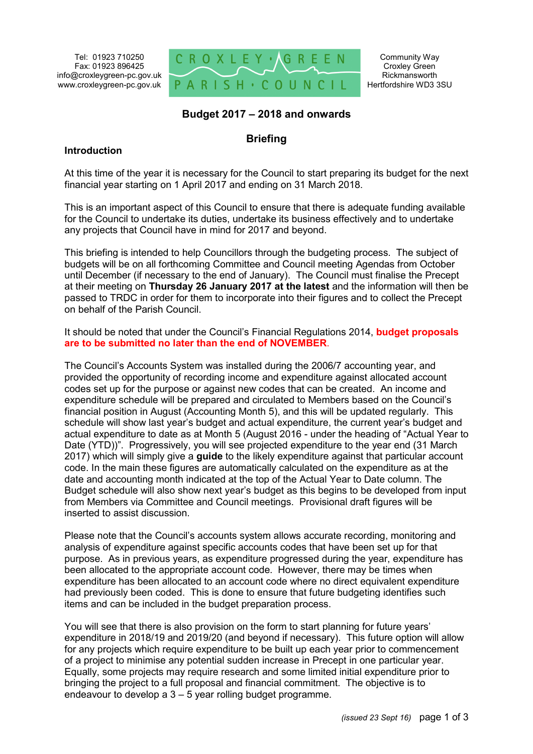Tel: 01923 710250
Fax: 01923 896425
info@croxleygreen-pc.gov.uk
www.croxleygreen-pc.gov.uk

CROXLEY GREEN PARISH COUNCIL

Community Way
Croxley Green
Rickmansworth
Hertfordshire WD3 3SU

# Budget 2017 – 2018 and onwards

## Briefing

### Introduction

At this time of the year it is necessary for the Council to start preparing its budget for the next financial year starting on 1 April 2017 and ending on 31 March 2018.

This is an important aspect of this Council to ensure that there is adequate funding available for the Council to undertake its duties, undertake its business effectively and to undertake any projects that Council have in mind for 2017 and beyond.

This briefing is intended to help Councillors through the budgeting process. The subject of budgets will be on all forthcoming Committee and Council meeting Agendas from October until December (if necessary to the end of January). The Council must finalise the Precept at their meeting on **Thursday 26 January 2017 at the latest** and the information will then be passed to TRDC in order for them to incorporate into their figures and to collect the Precept on behalf of the Parish Council.

It should be noted that under the Council's Financial Regulations 2014, **budget proposals are to be submitted no later than the end of NOVEMBER**.

The Council's Accounts System was installed during the 2006/7 accounting year, and provided the opportunity of recording income and expenditure against allocated account codes set up for the purpose or against new codes that can be created. An income and expenditure schedule will be prepared and circulated to Members based on the Council's financial position in August (Accounting Month 5), and this will be updated regularly. This schedule will show last year's budget and actual expenditure, the current year's budget and actual expenditure to date as at Month 5 (August 2016 - under the heading of "Actual Year to Date (YTD))". Progressively, you will see projected expenditure to the year end (31 March 2017) which will simply give a **guide** to the likely expenditure against that particular account code. In the main these figures are automatically calculated on the expenditure as at the date and accounting month indicated at the top of the Actual Year to Date column. The Budget schedule will also show next year's budget as this begins to be developed from input from Members via Committee and Council meetings. Provisional draft figures will be inserted to assist discussion.

Please note that the Council's accounts system allows accurate recording, monitoring and analysis of expenditure against specific accounts codes that have been set up for that purpose. As in previous years, as expenditure progressed during the year, expenditure has been allocated to the appropriate account code. However, there may be times when expenditure has been allocated to an account code where no direct equivalent expenditure had previously been coded. This is done to ensure that future budgeting identifies such items and can be included in the budget preparation process.

You will see that there is also provision on the form to start planning for future years' expenditure in 2018/19 and 2019/20 (and beyond if necessary). This future option will allow for any projects which require expenditure to be built up each year prior to commencement of a project to minimise any potential sudden increase in Precept in one particular year. Equally, some projects may require research and some limited initial expenditure prior to bringing the project to a full proposal and financial commitment. The objective is to endeavour to develop a 3 – 5 year rolling budget programme.

*(issued 23 Sept 16)*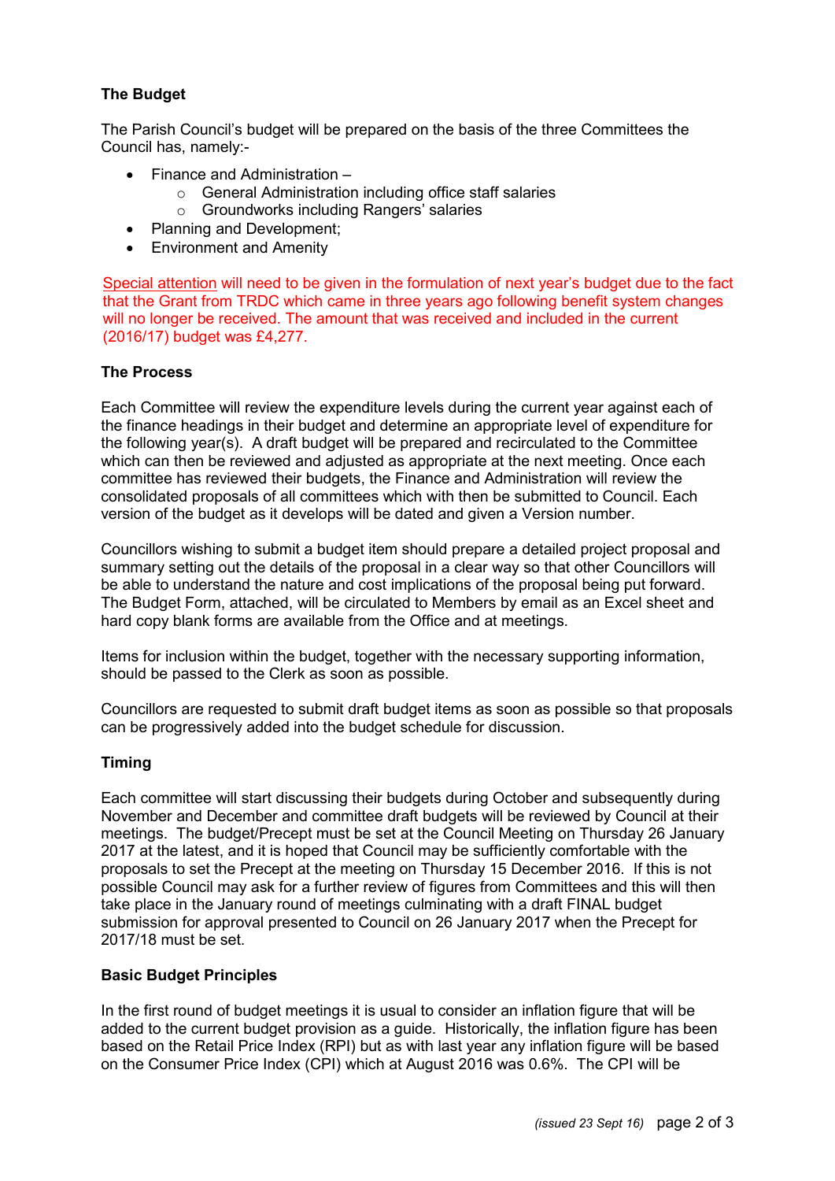**The Budget**

The Parish Council's budget will be prepared on the basis of the three Committees the Council has, namely:-

- Finance and Administration –
    - General Administration including office staff salaries
    - Groundworks including Rangers' salaries
- Planning and Development;
- Environment and Amenity

Special attention will need to be given in the formulation of next year's budget due to the fact that the Grant from TRDC which came in three years ago following benefit system changes will no longer be received. The amount that was received and included in the current (2016/17) budget was £4,277.

**The Process**

Each Committee will review the expenditure levels during the current year against each of the finance headings in their budget and determine an appropriate level of expenditure for the following year(s). A draft budget will be prepared and recirculated to the Committee which can then be reviewed and adjusted as appropriate at the next meeting. Once each committee has reviewed their budgets, the Finance and Administration will review the consolidated proposals of all committees which with then be submitted to Council. Each version of the budget as it develops will be dated and given a Version number.

Councillors wishing to submit a budget item should prepare a detailed project proposal and summary setting out the details of the proposal in a clear way so that other Councillors will be able to understand the nature and cost implications of the proposal being put forward. The Budget Form, attached, will be circulated to Members by email as an Excel sheet and hard copy blank forms are available from the Office and at meetings.

Items for inclusion within the budget, together with the necessary supporting information, should be passed to the Clerk as soon as possible.

Councillors are requested to submit draft budget items as soon as possible so that proposals can be progressively added into the budget schedule for discussion.

**Timing**

Each committee will start discussing their budgets during October and subsequently during November and December and committee draft budgets will be reviewed by Council at their meetings. The budget/Precept must be set at the Council Meeting on Thursday 26 January 2017 at the latest, and it is hoped that Council may be sufficiently comfortable with the proposals to set the Precept at the meeting on Thursday 15 December 2016. If this is not possible Council may ask for a further review of figures from Committees and this will then take place in the January round of meetings culminating with a draft FINAL budget submission for approval presented to Council on 26 January 2017 when the Precept for 2017/18 must be set.

**Basic Budget Principles**

In the first round of budget meetings it is usual to consider an inflation figure that will be added to the current budget provision as a guide. Historically, the inflation figure has been based on the Retail Price Index (RPI) but as with last year any inflation figure will be based on the Consumer Price Index (CPI) which at August 2016 was 0.6%. The CPI will be

*(issued 23 Sept 16)*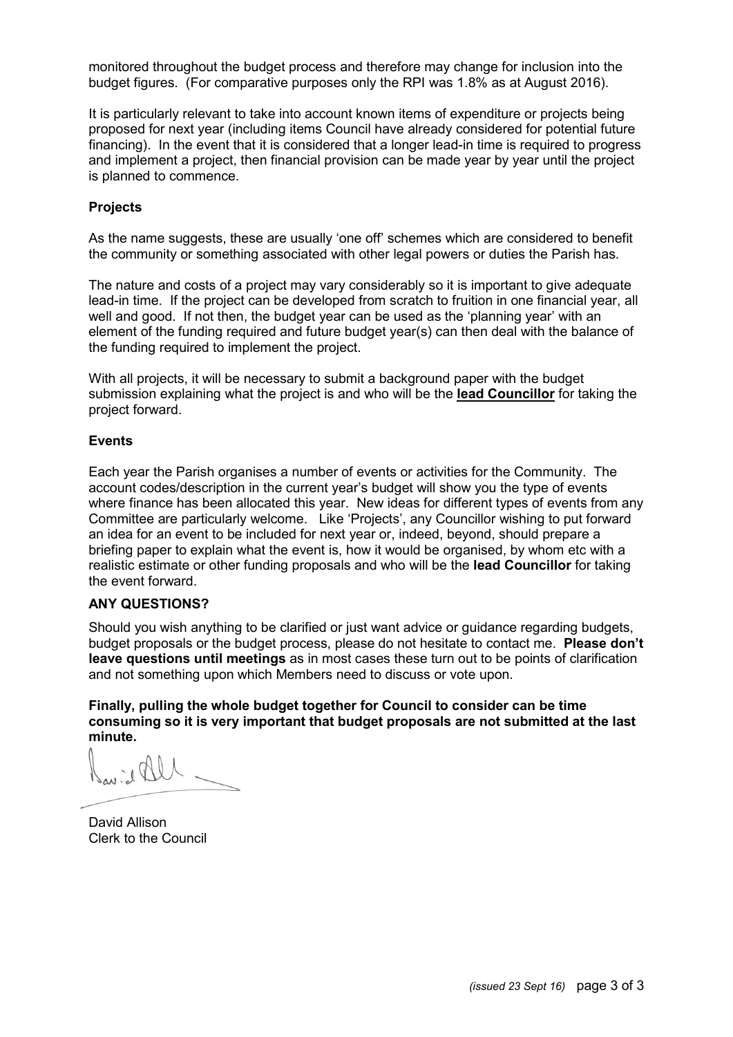monitored throughout the budget process and therefore may change for inclusion into the budget figures. (For comparative purposes only the RPI was 1.8% as at August 2016).

It is particularly relevant to take into account known items of expenditure or projects being proposed for next year (including items Council have already considered for potential future financing). In the event that it is considered that a longer lead-in time is required to progress and implement a project, then financial provision can be made year by year until the project is planned to commence.

**Projects**

As the name suggests, these are usually 'one off' schemes which are considered to benefit the community or something associated with other legal powers or duties the Parish has.

The nature and costs of a project may vary considerably so it is important to give adequate lead-in time. If the project can be developed from scratch to fruition in one financial year, all well and good. If not then, the budget year can be used as the 'planning year' with an element of the funding required and future budget year(s) can then deal with the balance of the funding required to implement the project.

With all projects, it will be necessary to submit a background paper with the budget submission explaining what the project is and who will be the **lead Councillor** for taking the project forward.

**Events**

Each year the Parish organises a number of events or activities for the Community. The account codes/description in the current year's budget will show you the type of events where finance has been allocated this year. New ideas for different types of events from any Committee are particularly welcome. Like 'Projects', any Councillor wishing to put forward an idea for an event to be included for next year or, indeed, beyond, should prepare a briefing paper to explain what the event is, how it would be organised, by whom etc with a realistic estimate or other funding proposals and who will be the **lead Councillor** for taking the event forward.

**ANY QUESTIONS?**

Should you wish anything to be clarified or just want advice or guidance regarding budgets, budget proposals or the budget process, please do not hesitate to contact me. **Please don't leave questions until meetings** as in most cases these turn out to be points of clarification and not something upon which Members need to discuss or vote upon.

**Finally, pulling the whole budget together for Council to consider can be time consuming so it is very important that budget proposals are not submitted at the last minute.**

David Allison
Clerk to the Council

*(issued 23 Sept 16)*